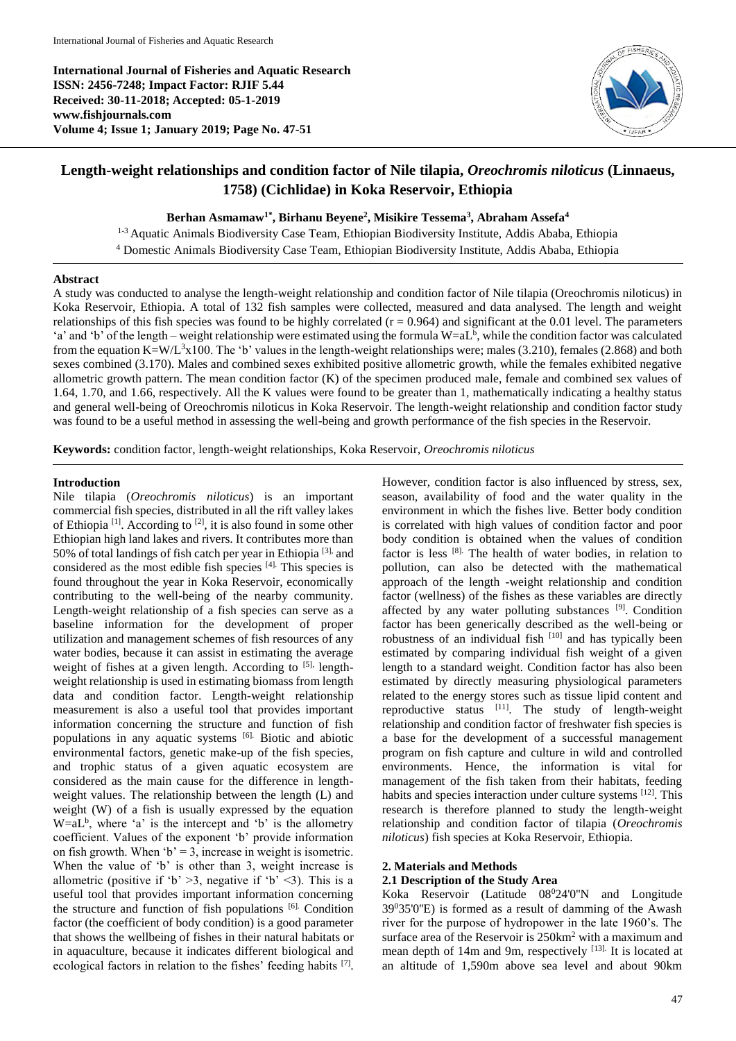**International Journal of Fisheries and Aquatic Research**
**ISSN: 2456-7248; Impact Factor: RJIF 5.44**
**Received: 30-11-2018; Accepted: 05-1-2019**
**www.fishjournals.com**
**Volume 4; Issue 1; January 2019; Page No. 47-51**

# Length-weight relationships and condition factor of Nile tilapia, *Oreochromis niloticus* (Linnaeus, 1758) (Cichlidae) in Koka Reservoir, Ethiopia

**Berhan Asmamaw[1*], Birhanu Beyene[2], Misikire Tessema[3], Abraham Assefa[4]**

[1-3] Aquatic Animals Biodiversity Case Team, Ethiopian Biodiversity Institute, Addis Ababa, Ethiopia
[4] Domestic Animals Biodiversity Case Team, Ethiopian Biodiversity Institute, Addis Ababa, Ethiopia

## Abstract

A study was conducted to analyse the length-weight relationship and condition factor of Nile tilapia (Oreochromis niloticus) in Koka Reservoir, Ethiopia. A total of 132 fish samples were collected, measured and data analysed. The length and weight relationships of this fish species was found to be highly correlated ($r = 0.964$) and significant at the 0.01 level. The parameters 'a' and 'b' of the length – weight relationship were estimated using the formula $W=aL^b$, while the condition factor was calculated from the equation $K=W/L^3x100$. The 'b' values in the length-weight relationships were; males (3.210), females (2.868) and both sexes combined (3.170). Males and combined sexes exhibited positive allometric growth, while the females exhibited negative allometric growth pattern. The mean condition factor (K) of the specimen produced male, female and combined sex values of 1.64, 1.70, and 1.66, respectively. All the K values were found to be greater than 1, mathematically indicating a healthy status and general well-being of Oreochromis niloticus in Koka Reservoir. The length-weight relationship and condition factor study was found to be a useful method in assessing the well-being and growth performance of the fish species in the Reservoir.

**Keywords:** condition factor, length-weight relationships, Koka Reservoir, *Oreochromis niloticus*

## Introduction

Nile tilapia (*Oreochromis niloticus*) is an important commercial fish species, distributed in all the rift valley lakes of Ethiopia [1]. According to [2], it is also found in some other Ethiopian high land lakes and rivers. It contributes more than 50% of total landings of fish catch per year in Ethiopia [3], and considered as the most edible fish species [4]. This species is found throughout the year in Koka Reservoir, economically contributing to the well-being of the nearby community. Length-weight relationship of a fish species can serve as a baseline information for the development of proper utilization and management schemes of fish resources of any water bodies, because it can assist in estimating the average weight of fishes at a given length. According to [5], length-weight relationship is used in estimating biomass from length data and condition factor. Length-weight relationship measurement is also a useful tool that provides important information concerning the structure and function of fish populations in any aquatic systems [6]. Biotic and abiotic environmental factors, genetic make-up of the fish species, and trophic status of a given aquatic ecosystem are considered as the main cause for the difference in length-weight values. The relationship between the length (L) and weight (W) of a fish is usually expressed by the equation $W=aL^b$, where 'a' is the intercept and 'b' is the allometry coefficient. Values of the exponent 'b' provide information on fish growth. When 'b' = 3, increase in weight is isometric. When the value of 'b' is other than 3, weight increase is allometric (positive if 'b' >3, negative if 'b' <3). This is a useful tool that provides important information concerning the structure and function of fish populations [6]. Condition factor (the coefficient of body condition) is a good parameter that shows the wellbeing of fishes in their natural habitats or in aquaculture, because it indicates different biological and ecological factors in relation to the fishes' feeding habits [7]. However, condition factor is also influenced by stress, sex, season, availability of food and the water quality in the environment in which the fishes live. Better body condition is correlated with high values of condition factor and poor body condition is obtained when the values of condition factor is less [8]. The health of water bodies, in relation to pollution, can also be detected with the mathematical approach of the length -weight relationship and condition factor (wellness) of the fishes as these variables are directly affected by any water polluting substances [9]. Condition factor has been generically described as the well-being or robustness of an individual fish [10] and has typically been estimated by comparing individual fish weight of a given length to a standard weight. Condition factor has also been estimated by directly measuring physiological parameters related to the energy stores such as tissue lipid content and reproductive status [11]. The study of length-weight relationship and condition factor of freshwater fish species is a base for the development of a successful management program on fish capture and culture in wild and controlled environments. Hence, the information is vital for management of the fish taken from their habitats, feeding habits and species interaction under culture systems [12]. This research is therefore planned to study the length-weight relationship and condition factor of tilapia (*Oreochromis niloticus*) fish species at Koka Reservoir, Ethiopia.

## 2. Materials and Methods

### 2.1 Description of the Study Area

Koka Reservoir (Latitude 08°24'0"N and Longitude 39°35'0"E) is formed as a result of damming of the Awash river for the purpose of hydropower in the late 1960's. The surface area of the Reservoir is 250km² with a maximum and mean depth of 14m and 9m, respectively [13]. It is located at an altitude of 1,590m above sea level and about 90km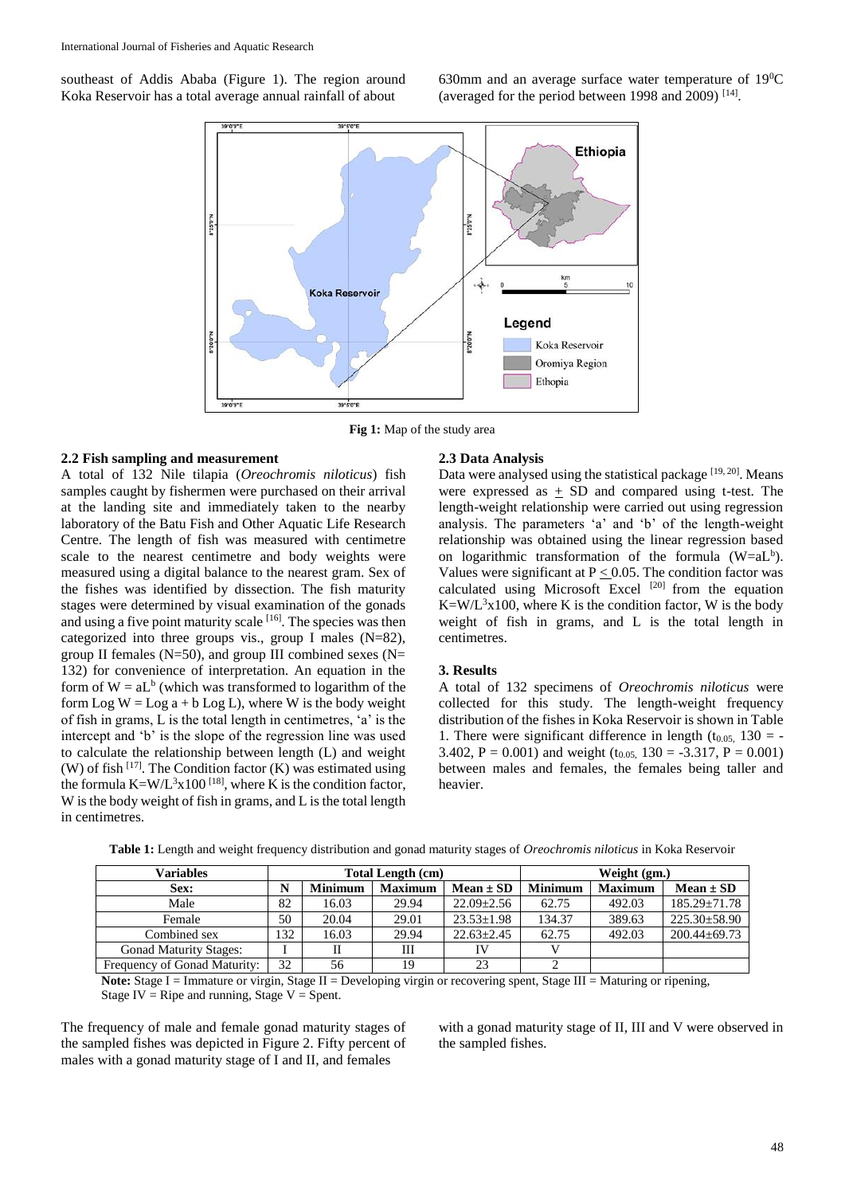southeast of Addis Ababa (Figure 1). The region around Koka Reservoir has a total average annual rainfall of about 630mm and an average surface water temperature of $19^0C$ (averaged for the period between 1998 and 2009) [14].

**Fig 1:** Map of the study area

### 2.2 Fish sampling and measurement

A total of 132 Nile tilapia (*Oreochromis niloticus*) fish samples caught by fishermen were purchased on their arrival at the landing site and immediately taken to the nearby laboratory of the Batu Fish and Other Aquatic Life Research Centre. The length of fish was measured with centimetre scale to the nearest centimetre and body weights were measured using a digital balance to the nearest gram. Sex of the fishes was identified by dissection. The fish maturity stages were determined by visual examination of the gonads and using a five point maturity scale [16]. The species was then categorized into three groups vis., group I males (N=82), group II females (N=50), and group III combined sexes (N= 132) for convenience of interpretation. An equation in the form of $W = aL^b$ (which was transformed to logarithm of the form $\text{Log } W = \text{Log } a + b \text{ Log } L$), where W is the body weight of fish in grams, L is the total length in centimetres, 'a' is the intercept and 'b' is the slope of the regression line was used to calculate the relationship between length (L) and weight (W) of fish [17]. The Condition factor (K) was estimated using the formula $K=W/L^3x100$ [18], where K is the condition factor, W is the body weight of fish in grams, and L is the total length in centimetres.

### 2.3 Data Analysis

Data were analysed using the statistical package [19, 20]. Means were expressed as $\pm$ SD and compared using t-test. The length-weight relationship were carried out using regression analysis. The parameters 'a' and 'b' of the length-weight relationship was obtained using the linear regression based on logarithmic transformation of the formula ($W=aL^b$). Values were significant at $P \leq 0.05$. The condition factor was calculated using Microsoft Excel [20] from the equation $K=W/L^3x100$, where K is the condition factor, W is the body weight of fish in grams, and L is the total length in centimetres.

## 3. Results

A total of 132 specimens of *Oreochromis niloticus* were collected for this study. The length-weight frequency distribution of the fishes in Koka Reservoir is shown in Table 1. There were significant difference in length ($t_{0.05,}\ 130 = -3.402$, $P = 0.001$) and weight ($t_{0.05,}\ 130 = -3.317$, $P = 0.001$) between males and females, the females being taller and heavier.

**Table 1:** Length and weight frequency distribution and gonad maturity stages of *Oreochromis niloticus* in Koka Reservoir

| Variables | Total Length (cm) | | | | Weight (gm.) | | |
|---|---|---|---|---|---|---|---|
| Sex: | N | Minimum | Maximum | Mean ± SD | Minimum | Maximum | Mean ± SD |
| Male | 82 | 16.03 | 29.94 | 22.09±2.56 | 62.75 | 492.03 | 185.29±71.78 |
| Female | 50 | 20.04 | 29.01 | 23.53±1.98 | 134.37 | 389.63 | 225.30±58.90 |
| Combined sex | 132 | 16.03 | 29.94 | 22.63±2.45 | 62.75 | 492.03 | 200.44±69.73 |
| Gonad Maturity Stages: | I | II | III | IV | V | | |
| Frequency of Gonad Maturity: | 32 | 56 | 19 | 23 | 2 | | |

**Note:** Stage I = Immature or virgin, Stage II = Developing virgin or recovering spent, Stage III = Maturing or ripening, Stage IV = Ripe and running, Stage V = Spent.

The frequency of male and female gonad maturity stages of the sampled fishes was depicted in Figure 2. Fifty percent of males with a gonad maturity stage of I and II, and females with a gonad maturity stage of II, III and V were observed in the sampled fishes.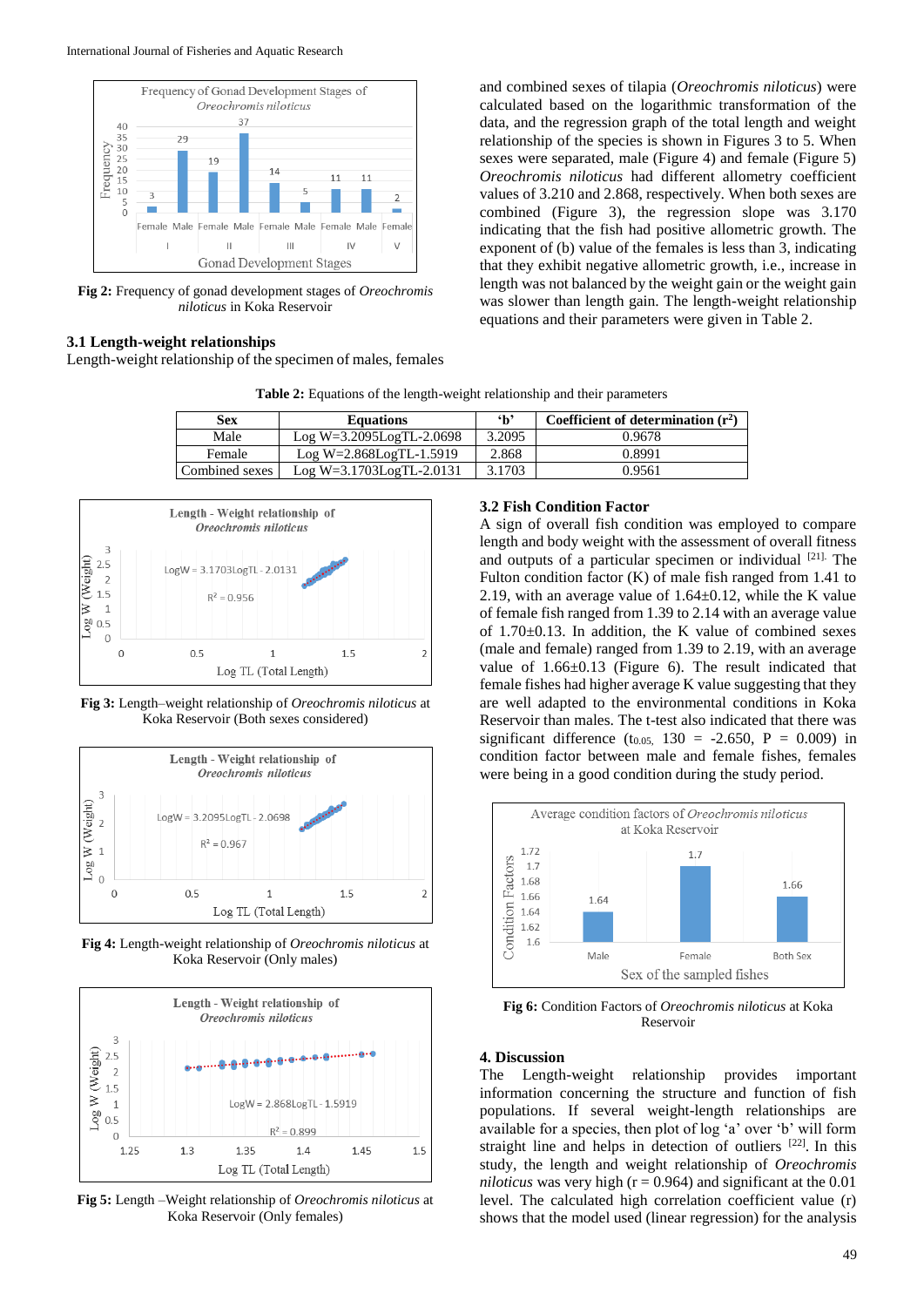Fig 2: Frequency of gonad development stages of *Oreochromis niloticus* in Koka Reservoir

### 3.1 Length-weight relationships

Length-weight relationship of the specimen of males, females and combined sexes of tilapia (*Oreochromis niloticus*) were calculated based on the logarithmic transformation of the data, and the regression graph of the total length and weight relationship of the species is shown in Figures 3 to 5. When sexes were separated, male (Figure 4) and female (Figure 5) *Oreochromis niloticus* had different allometry coefficient values of 3.210 and 2.868, respectively. When both sexes are combined (Figure 3), the regression slope was 3.170 indicating that the fish had positive allometric growth. The exponent of (b) value of the females is less than 3, indicating that they exhibit negative allometric growth, i.e., increase in length was not balanced by the weight gain or the weight gain was slower than length gain. The length-weight relationship equations and their parameters were given in Table 2.

**Table 2:** Equations of the length-weight relationship and their parameters

| Sex | Equations | 'b' | Coefficient of determination ($r^2$) |
|---|---|---|---|
| Male | Log W=3.2095LogTL-2.0698 | 3.2095 | 0.9678 |
| Female | Log W=2.868LogTL-1.5919 | 2.868 | 0.8991 |
| Combined sexes | Log W=3.1703LogTL-2.0131 | 3.1703 | 0.9561 |

Fig 3: Length–weight relationship of *Oreochromis niloticus* at Koka Reservoir (Both sexes considered)

Fig 4: Length-weight relationship of *Oreochromis niloticus* at Koka Reservoir (Only males)

Fig 5: Length –Weight relationship of *Oreochromis niloticus* at Koka Reservoir (Only females)

### 3.2 Fish Condition Factor

A sign of overall fish condition was employed to compare length and body weight with the assessment of overall fitness and outputs of a particular specimen or individual [21]. The Fulton condition factor (K) of male fish ranged from 1.41 to 2.19, with an average value of 1.64±0.12, while the K value of female fish ranged from 1.39 to 2.14 with an average value of 1.70±0.13. In addition, the K value of combined sexes (male and female) ranged from 1.39 to 2.19, with an average value of 1.66±0.13 (Figure 6). The result indicated that female fishes had higher average K value suggesting that they are well adapted to the environmental conditions in Koka Reservoir than males. The t-test also indicated that there was significant difference ($t_{0.05,}$ 130 = -2.650, P = 0.009) in condition factor between male and female fishes, females were being in a good condition during the study period.

Fig 6: Condition Factors of *Oreochromis niloticus* at Koka Reservoir

## 4. Discussion

The Length-weight relationship provides important information concerning the structure and function of fish populations. If several weight-length relationships are available for a species, then plot of log 'a' over 'b' will form straight line and helps in detection of outliers [22]. In this study, the length and weight relationship of *Oreochromis niloticus* was very high (r = 0.964) and significant at the 0.01 level. The calculated high correlation coefficient value (r) shows that the model used (linear regression) for the analysis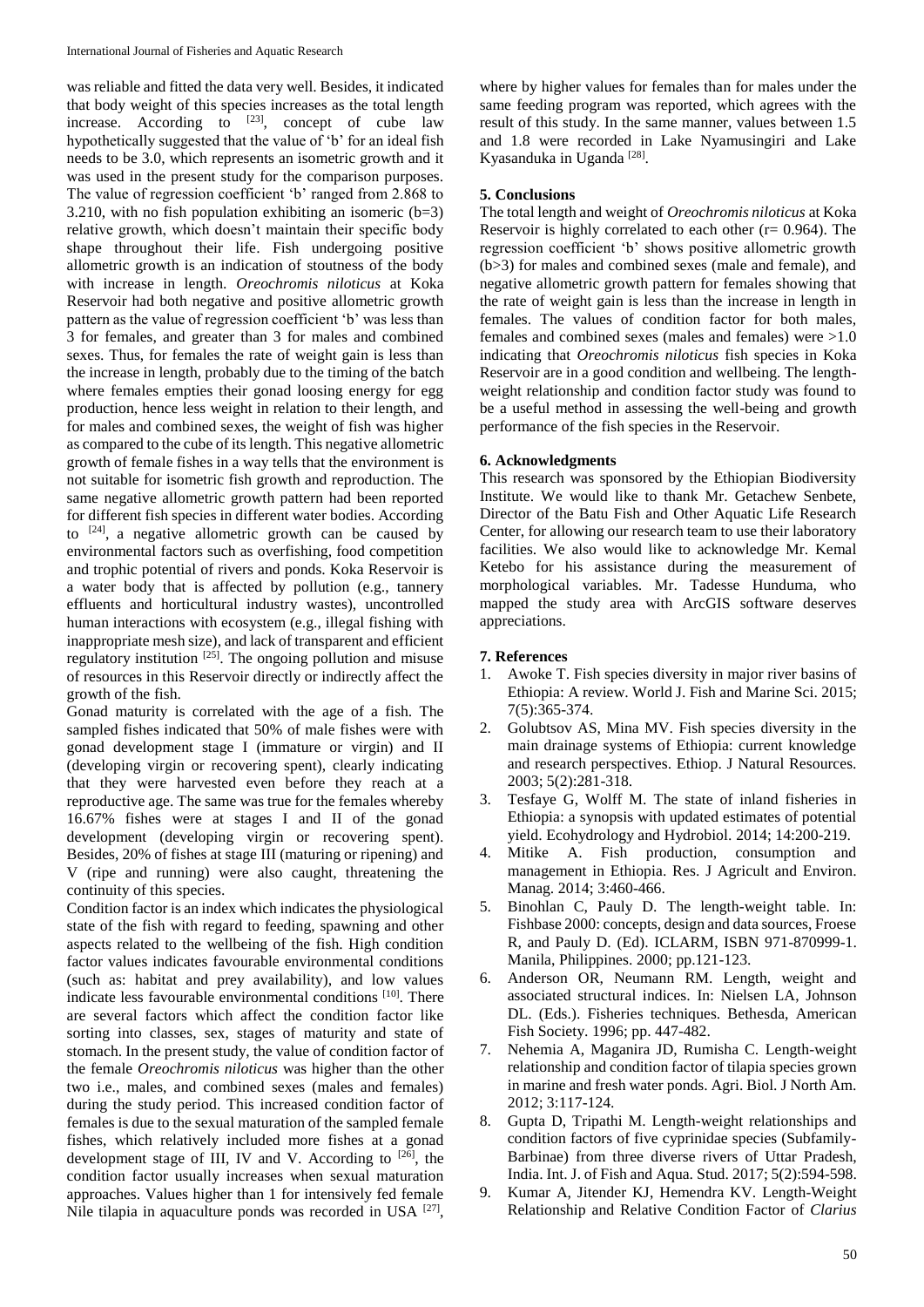was reliable and fitted the data very well. Besides, it indicated that body weight of this species increases as the total length increase. According to [23], concept of cube law hypothetically suggested that the value of 'b' for an ideal fish needs to be 3.0, which represents an isometric growth and it was used in the present study for the comparison purposes. The value of regression coefficient 'b' ranged from 2.868 to 3.210, with no fish population exhibiting an isomeric (b=3) relative growth, which doesn't maintain their specific body shape throughout their life. Fish undergoing positive allometric growth is an indication of stoutness of the body with increase in length. *Oreochromis niloticus* at Koka Reservoir had both negative and positive allometric growth pattern as the value of regression coefficient 'b' was less than 3 for females, and greater than 3 for males and combined sexes. Thus, for females the rate of weight gain is less than the increase in length, probably due to the timing of the batch where females empties their gonad loosing energy for egg production, hence less weight in relation to their length, and for males and combined sexes, the weight of fish was higher as compared to the cube of its length. This negative allometric growth of female fishes in a way tells that the environment is not suitable for isometric fish growth and reproduction. The same negative allometric growth pattern had been reported for different fish species in different water bodies. According to [24], a negative allometric growth can be caused by environmental factors such as overfishing, food competition and trophic potential of rivers and ponds. Koka Reservoir is a water body that is affected by pollution (e.g., tannery effluents and horticultural industry wastes), uncontrolled human interactions with ecosystem (e.g., illegal fishing with inappropriate mesh size), and lack of transparent and efficient regulatory institution [25]. The ongoing pollution and misuse of resources in this Reservoir directly or indirectly affect the growth of the fish.

Gonad maturity is correlated with the age of a fish. The sampled fishes indicated that 50% of male fishes were with gonad development stage I (immature or virgin) and II (developing virgin or recovering spent), clearly indicating that they were harvested even before they reach at a reproductive age. The same was true for the females whereby 16.67% fishes were at stages I and II of the gonad development (developing virgin or recovering spent). Besides, 20% of fishes at stage III (maturing or ripening) and V (ripe and running) were also caught, threatening the continuity of this species.

Condition factor is an index which indicates the physiological state of the fish with regard to feeding, spawning and other aspects related to the wellbeing of the fish. High condition factor values indicates favourable environmental conditions (such as: habitat and prey availability), and low values indicate less favourable environmental conditions [10]. There are several factors which affect the condition factor like sorting into classes, sex, stages of maturity and state of stomach. In the present study, the value of condition factor of the female *Oreochromis niloticus* was higher than the other two i.e., males, and combined sexes (males and females) during the study period. This increased condition factor of females is due to the sexual maturation of the sampled female fishes, which relatively included more fishes at a gonad development stage of III, IV and V. According to [26], the condition factor usually increases when sexual maturation approaches. Values higher than 1 for intensively fed female Nile tilapia in aquaculture ponds was recorded in USA [27], where by higher values for females than for males under the same feeding program was reported, which agrees with the result of this study. In the same manner, values between 1.5 and 1.8 were recorded in Lake Nyamusingiri and Lake Kyasanduka in Uganda [28].

## 5. Conclusions

The total length and weight of *Oreochromis niloticus* at Koka Reservoir is highly correlated to each other (r= 0.964). The regression coefficient 'b' shows positive allometric growth (b>3) for males and combined sexes (male and female), and negative allometric growth pattern for females showing that the rate of weight gain is less than the increase in length in females. The values of condition factor for both males, females and combined sexes (males and females) were >1.0 indicating that *Oreochromis niloticus* fish species in Koka Reservoir are in a good condition and wellbeing. The length-weight relationship and condition factor study was found to be a useful method in assessing the well-being and growth performance of the fish species in the Reservoir.

## 6. Acknowledgments

This research was sponsored by the Ethiopian Biodiversity Institute. We would like to thank Mr. Getachew Senbete, Director of the Batu Fish and Other Aquatic Life Research Center, for allowing our research team to use their laboratory facilities. We also would like to acknowledge Mr. Kemal Ketebo for his assistance during the measurement of morphological variables. Mr. Tadesse Hunduma, who mapped the study area with ArcGIS software deserves appreciations.

## 7. References

1. Awoke T. Fish species diversity in major river basins of Ethiopia: A review. World J. Fish and Marine Sci. 2015; 7(5):365-374.
2. Golubtsov AS, Mina MV. Fish species diversity in the main drainage systems of Ethiopia: current knowledge and research perspectives. Ethiop. J Natural Resources. 2003; 5(2):281-318.
3. Tesfaye G, Wolff M. The state of inland fisheries in Ethiopia: a synopsis with updated estimates of potential yield. Ecohydrology and Hydrobiol. 2014; 14:200-219.
4. Mitike A. Fish production, consumption and management in Ethiopia. Res. J Agricult and Environ. Manag. 2014; 3:460-466.
5. Binohlan C, Pauly D. The length-weight table. In: Fishbase 2000: concepts, design and data sources, Froese R, and Pauly D. (Ed). ICLARM, ISBN 971-870999-1. Manila, Philippines. 2000; pp.121-123.
6. Anderson OR, Neumann RM. Length, weight and associated structural indices. In: Nielsen LA, Johnson DL. (Eds.). Fisheries techniques. Bethesda, American Fish Society. 1996; pp. 447-482.
7. Nehemia A, Maganira JD, Rumisha C. Length-weight relationship and condition factor of tilapia species grown in marine and fresh water ponds. Agri. Biol. J North Am. 2012; 3:117-124.
8. Gupta D, Tripathi M. Length-weight relationships and condition factors of five cyprinidae species (Subfamily-Barbinae) from three diverse rivers of Uttar Pradesh, India. Int. J. of Fish and Aqua. Stud. 2017; 5(2):594-598.
9. Kumar A, Jitender KJ, Hemendra KV. Length-Weight Relationship and Relative Condition Factor of *Clarius*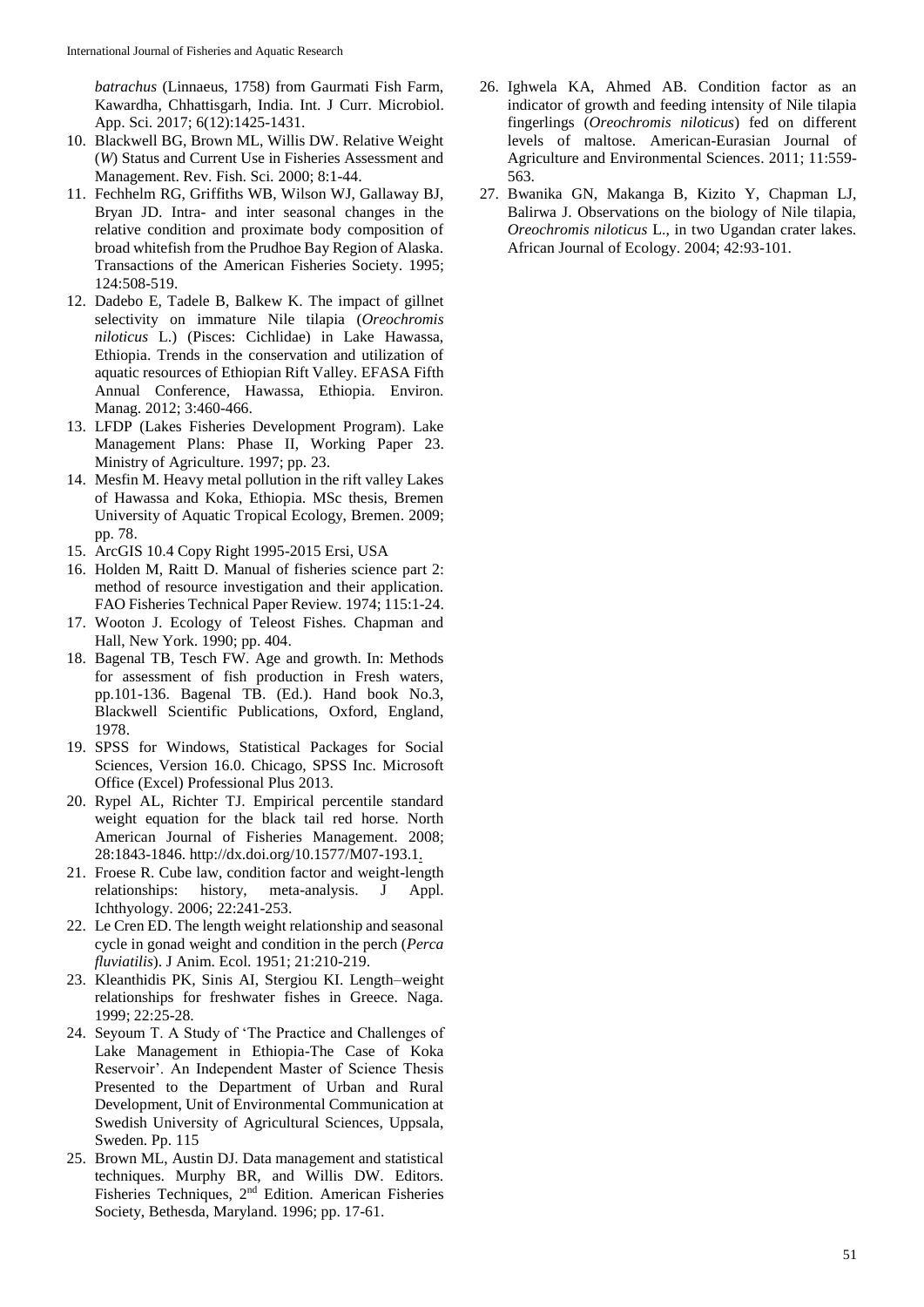*batrachus* (Linnaeus, 1758) from Gaurmati Fish Farm, Kawardha, Chhattisgarh, India. Int. J Curr. Microbiol. App. Sci. 2017; 6(12):1425-1431.

10. Blackwell BG, Brown ML, Willis DW. Relative Weight (*W*) Status and Current Use in Fisheries Assessment and Management. Rev. Fish. Sci. 2000; 8:1-44.
11. Fechhelm RG, Griffiths WB, Wilson WJ, Gallaway BJ, Bryan JD. Intra- and inter seasonal changes in the relative condition and proximate body composition of broad whitefish from the Prudhoe Bay Region of Alaska. Transactions of the American Fisheries Society. 1995; 124:508-519.
12. Dadebo E, Tadele B, Balkew K. The impact of gillnet selectivity on immature Nile tilapia (*Oreochromis niloticus* L.) (Pisces: Cichlidae) in Lake Hawassa, Ethiopia. Trends in the conservation and utilization of aquatic resources of Ethiopian Rift Valley. EFASA Fifth Annual Conference, Hawassa, Ethiopia. Environ. Manag. 2012; 3:460-466.
13. LFDP (Lakes Fisheries Development Program). Lake Management Plans: Phase II, Working Paper 23. Ministry of Agriculture. 1997; pp. 23.
14. Mesfin M. Heavy metal pollution in the rift valley Lakes of Hawassa and Koka, Ethiopia. MSc thesis, Bremen University of Aquatic Tropical Ecology, Bremen. 2009; pp. 78.
15. ArcGIS 10.4 Copy Right 1995-2015 Ersi, USA
16. Holden M, Raitt D. Manual of fisheries science part 2: method of resource investigation and their application. FAO Fisheries Technical Paper Review. 1974; 115:1-24.
17. Wooton J. Ecology of Teleost Fishes. Chapman and Hall, New York. 1990; pp. 404.
18. Bagenal TB, Tesch FW. Age and growth. In: Methods for assessment of fish production in Fresh waters, pp.101-136. Bagenal TB. (Ed.). Hand book No.3, Blackwell Scientific Publications, Oxford, England, 1978.
19. SPSS for Windows, Statistical Packages for Social Sciences, Version 16.0. Chicago, SPSS Inc. Microsoft Office (Excel) Professional Plus 2013.
20. Rypel AL, Richter TJ. Empirical percentile standard weight equation for the black tail red horse. North American Journal of Fisheries Management. 2008; 28:1843-1846. http://dx.doi.org/10.1577/M07-193.1.
21. Froese R. Cube law, condition factor and weight-length relationships: history, meta-analysis. J Appl. Ichthyology. 2006; 22:241-253.
22. Le Cren ED. The length weight relationship and seasonal cycle in gonad weight and condition in the perch (*Perca fluviatilis*). J Anim. Ecol. 1951; 21:210-219.
23. Kleanthidis PK, Sinis AI, Stergiou KI. Length–weight relationships for freshwater fishes in Greece. Naga. 1999; 22:25-28.
24. Seyoum T. A Study of 'The Practice and Challenges of Lake Management in Ethiopia-The Case of Koka Reservoir'. An Independent Master of Science Thesis Presented to the Department of Urban and Rural Development, Unit of Environmental Communication at Swedish University of Agricultural Sciences, Uppsala, Sweden. Pp. 115
25. Brown ML, Austin DJ. Data management and statistical techniques. Murphy BR, and Willis DW. Editors. Fisheries Techniques, 2nd Edition. American Fisheries Society, Bethesda, Maryland. 1996; pp. 17-61.
26. Ighwela KA, Ahmed AB. Condition factor as an indicator of growth and feeding intensity of Nile tilapia fingerlings (*Oreochromis niloticus*) fed on different levels of maltose. American-Eurasian Journal of Agriculture and Environmental Sciences. 2011; 11:559-563.
27. Bwanika GN, Makanga B, Kizito Y, Chapman LJ, Balirwa J. Observations on the biology of Nile tilapia, *Oreochromis niloticus* L., in two Ugandan crater lakes. African Journal of Ecology. 2004; 42:93-101.